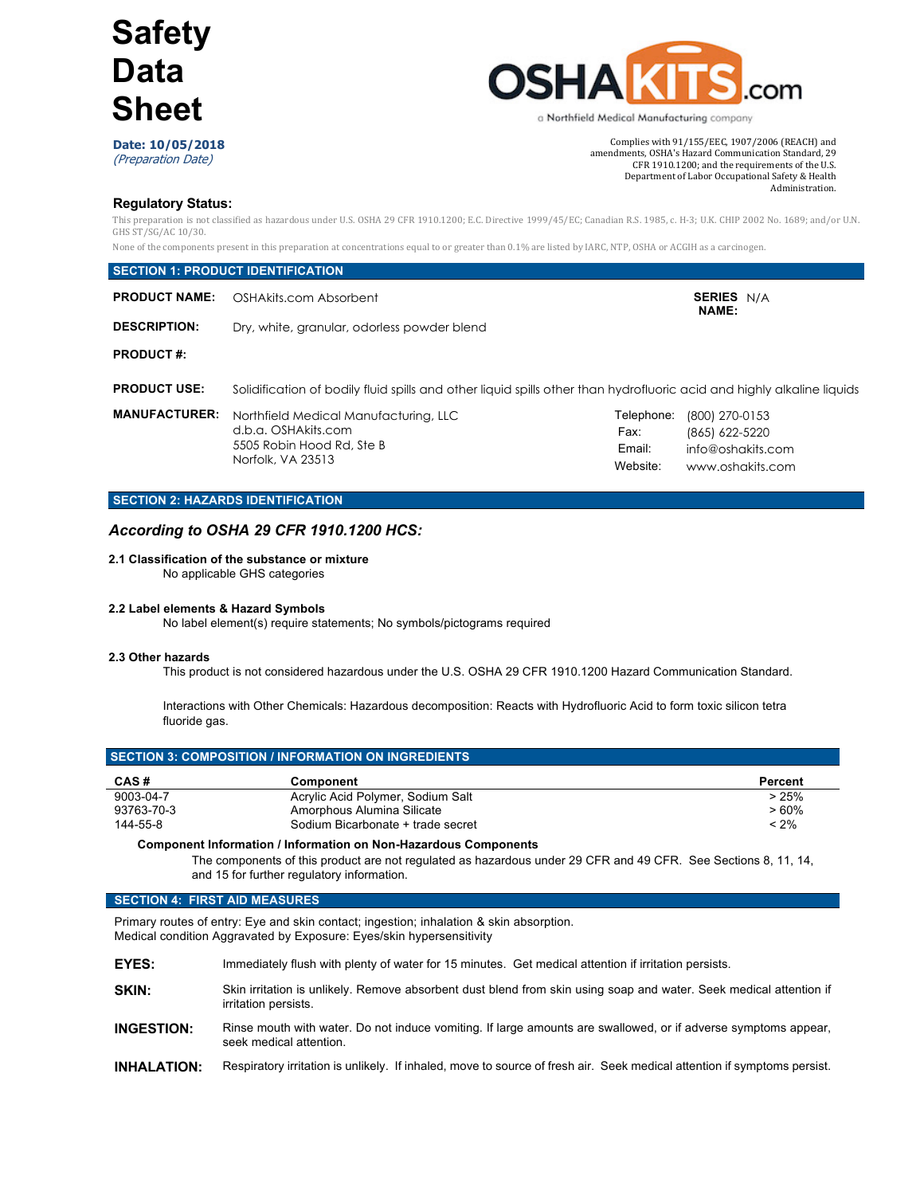# Safety Data Sheet

OSHAKITS.com
a Northfield Medical Manufacturing company

**Date: 10/05/2018**
*(Preparation Date)*

Complies with 91/155/EEC, 1907/2006 (REACH) and amendments, OSHA's Hazard Communication Standard, 29 CFR 1910.1200; and the requirements of the U.S. Department of Labor Occupational Safety & Health Administration.

### Regulatory Status:

This preparation is not classified as hazardous under U.S. OSHA 29 CFR 1910.1200; E.C. Directive 1999/45/EC; Canadian R.S. 1985, c. H-3; U.K. CHIP 2002 No. 1689; and/or U.N. GHS ST/SG/AC 10/30.

None of the components present in this preparation at concentrations equal to or greater than 0.1% are listed by IARC, NTP, OSHA or ACGIH as a carcinogen.

## SECTION 1: PRODUCT IDENTIFICATION

**PRODUCT NAME:** OSHAkits.com Absorbent

**SERIES NAME:** N/A

**DESCRIPTION:** Dry, white, granular, odorless powder blend

**PRODUCT #:**

**PRODUCT USE:** Solidification of bodily fluid spills and other liquid spills other than hydrofluoric acid and highly alkaline liquids

**MANUFACTURER:** Northfield Medical Manufacturing, LLC
d.b.a. OSHAkits.com
5505 Robin Hood Rd, Ste B
Norfolk, VA 23513

Telephone: (800) 270-0153
Fax: (865) 622-5220
Email: info@oshakits.com
Website: www.oshakits.com

## SECTION 2: HAZARDS IDENTIFICATION

### *According to OSHA 29 CFR 1910.1200 HCS:*

**2.1 Classification of the substance or mixture**

No applicable GHS categories

**2.2 Label elements & Hazard Symbols**

No label element(s) require statements; No symbols/pictograms required

**2.3 Other hazards**

This product is not considered hazardous under the U.S. OSHA 29 CFR 1910.1200 Hazard Communication Standard.

Interactions with Other Chemicals: Hazardous decomposition: Reacts with Hydrofluoric Acid to form toxic silicon tetra fluoride gas.

## SECTION 3: COMPOSITION / INFORMATION ON INGREDIENTS

| CAS # | Component | Percent |
|---|---|---|
| 9003-04-7 | Acrylic Acid Polymer, Sodium Salt | > 25% |
| 93763-70-3 | Amorphous Alumina Silicate | > 60% |
| 144-55-8 | Sodium Bicarbonate + trade secret | < 2% |

**Component Information / Information on Non-Hazardous Components**

The components of this product are not regulated as hazardous under 29 CFR and 49 CFR. See Sections 8, 11, 14, and 15 for further regulatory information.

## SECTION 4: FIRST AID MEASURES

Primary routes of entry: Eye and skin contact; ingestion; inhalation & skin absorption.
Medical condition Aggravated by Exposure: Eyes/skin hypersensitivity

**EYES:** Immediately flush with plenty of water for 15 minutes. Get medical attention if irritation persists.

**SKIN:** Skin irritation is unlikely. Remove absorbent dust blend from skin using soap and water. Seek medical attention if irritation persists.

**INGESTION:** Rinse mouth with water. Do not induce vomiting. If large amounts are swallowed, or if adverse symptoms appear, seek medical attention.

**INHALATION:** Respiratory irritation is unlikely. If inhaled, move to source of fresh air. Seek medical attention if symptoms persist.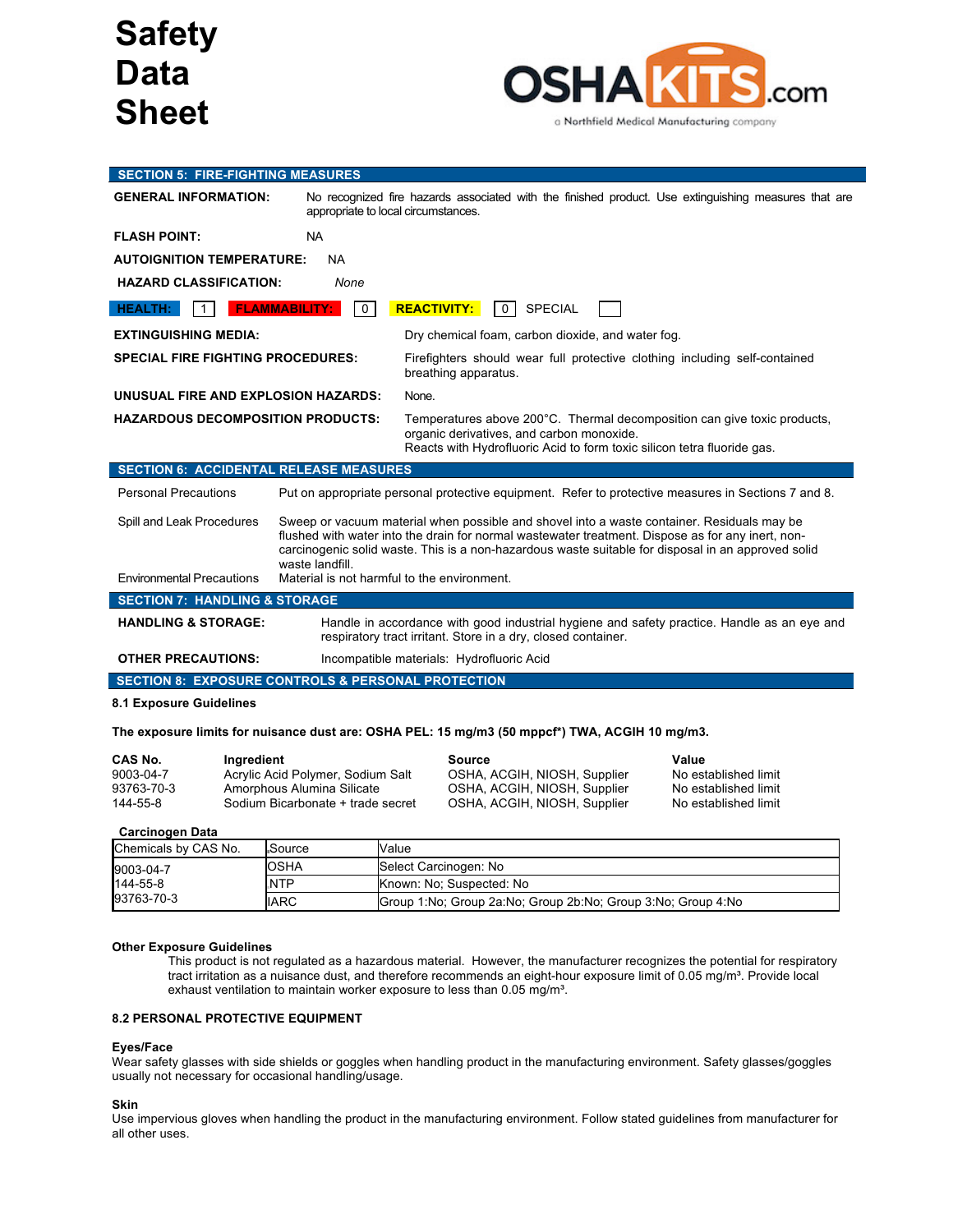# Safety Data Sheet

OSHAKITS.com
a Northfield Medical Manufacturing company

## SECTION 5: FIRE-FIGHTING MEASURES

**GENERAL INFORMATION:** No recognized fire hazards associated with the finished product. Use extinguishing measures that are appropriate to local circumstances.

**FLASH POINT:** NA

**AUTOIGNITION TEMPERATURE:** NA

**HAZARD CLASSIFICATION:** *None*

**HEALTH:** 1 **FLAMMABILITY:** 0 **REACTIVITY:** 0 SPECIAL

**EXTINGUISHING MEDIA:** Dry chemical foam, carbon dioxide, and water fog.

**SPECIAL FIRE FIGHTING PROCEDURES:** Firefighters should wear full protective clothing including self-contained breathing apparatus.

**UNUSUAL FIRE AND EXPLOSION HAZARDS:** None.

**HAZARDOUS DECOMPOSITION PRODUCTS:** Temperatures above 200°C. Thermal decomposition can give toxic products, organic derivatives, and carbon monoxide.
Reacts with Hydrofluoric Acid to form toxic silicon tetra fluoride gas.

## SECTION 6: ACCIDENTAL RELEASE MEASURES

Personal Precautions: Put on appropriate personal protective equipment. Refer to protective measures in Sections 7 and 8.

Spill and Leak Procedures: Sweep or vacuum material when possible and shovel into a waste container. Residuals may be flushed with water into the drain for normal wastewater treatment. Dispose as for any inert, non-carcinogenic solid waste. This is a non-hazardous waste suitable for disposal in an approved solid waste landfill.

Environmental Precautions: Material is not harmful to the environment.

## SECTION 7: HANDLING & STORAGE

**HANDLING & STORAGE:** Handle in accordance with good industrial hygiene and safety practice. Handle as an eye and respiratory tract irritant. Store in a dry, closed container.

**OTHER PRECAUTIONS:** Incompatible materials: Hydrofluoric Acid

## SECTION 8: EXPOSURE CONTROLS & PERSONAL PROTECTION

**8.1 Exposure Guidelines**

**The exposure limits for nuisance dust are: OSHA PEL: 15 mg/m3 (50 mppcf*) TWA, ACGIH 10 mg/m3.**

| CAS No. | Ingredient | Source | Value |
|---|---|---|---|
| 9003-04-7 | Acrylic Acid Polymer, Sodium Salt | OSHA, ACGIH, NIOSH, Supplier | No established limit |
| 93763-70-3 | Amorphous Alumina Silicate | OSHA, ACGIH, NIOSH, Supplier | No established limit |
| 144-55-8 | Sodium Bicarbonate + trade secret | OSHA, ACGIH, NIOSH, Supplier | No established limit |

**Carcinogen Data**

| Chemicals by CAS No. | Source | Value |
|---|---|---|
| 9003-04-7<br>144-55-8<br>93763-70-3 | OSHA | Select Carcinogen: No |
| | NTP | Known: No; Suspected: No |
| | IARC | Group 1:No; Group 2a:No; Group 2b:No; Group 3:No; Group 4:No |

**Other Exposure Guidelines**

This product is not regulated as a hazardous material. However, the manufacturer recognizes the potential for respiratory tract irritation as a nuisance dust, and therefore recommends an eight-hour exposure limit of 0.05 mg/m³. Provide local exhaust ventilation to maintain worker exposure to less than 0.05 mg/m³.

**8.2 PERSONAL PROTECTIVE EQUIPMENT**

**Eyes/Face**
Wear safety glasses with side shields or goggles when handling product in the manufacturing environment. Safety glasses/goggles usually not necessary for occasional handling/usage.

**Skin**
Use impervious gloves when handling the product in the manufacturing environment. Follow stated guidelines from manufacturer for all other uses.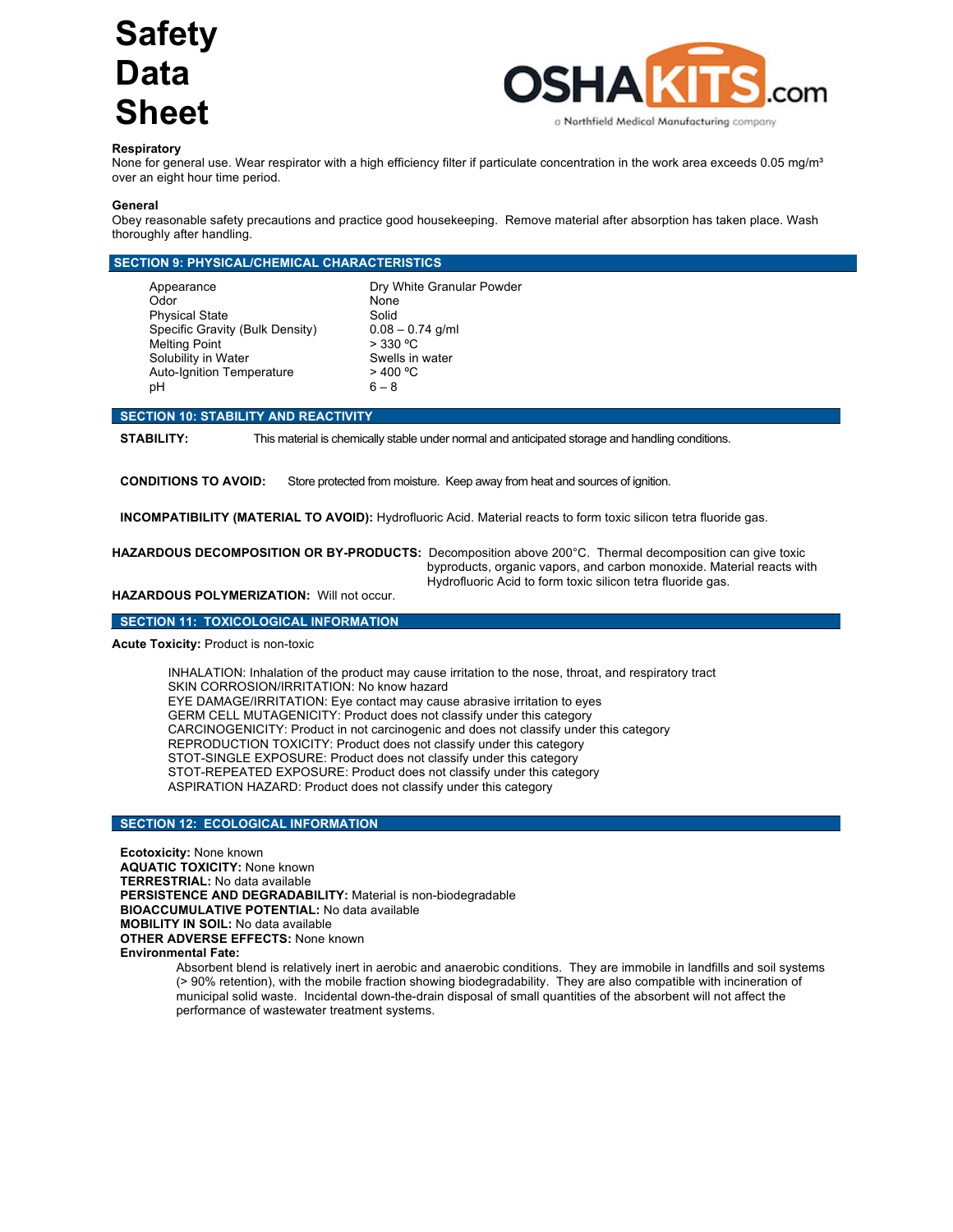**Respiratory**
None for general use. Wear respirator with a high efficiency filter if particulate concentration in the work area exceeds 0.05 mg/m³ over an eight hour time period.

**General**
Obey reasonable safety precautions and practice good housekeeping. Remove material after absorption has taken place. Wash thoroughly after handling.

## SECTION 9: PHYSICAL/CHEMICAL CHARACTERISTICS

| | |
|---|---|
| Appearance | Dry White Granular Powder |
| Odor | None |
| Physical State | Solid |
| Specific Gravity (Bulk Density) | 0.08 – 0.74 g/ml |
| Melting Point | > 330 ºC |
| Solubility in Water | Swells in water |
| Auto-Ignition Temperature | > 400 ºC |
| pH | 6 – 8 |

## SECTION 10: STABILITY AND REACTIVITY

**STABILITY:** This material is chemically stable under normal and anticipated storage and handling conditions.

**CONDITIONS TO AVOID:** Store protected from moisture. Keep away from heat and sources of ignition.

**INCOMPATIBILITY (MATERIAL TO AVOID):** Hydrofluoric Acid. Material reacts to form toxic silicon tetra fluoride gas.

**HAZARDOUS DECOMPOSITION OR BY-PRODUCTS:** Decomposition above 200°C. Thermal decomposition can give toxic byproducts, organic vapors, and carbon monoxide. Material reacts with Hydrofluoric Acid to form toxic silicon tetra fluoride gas.

**HAZARDOUS POLYMERIZATION:** Will not occur.

## SECTION 11: TOXICOLOGICAL INFORMATION

**Acute Toxicity:** Product is non-toxic

INHALATION: Inhalation of the product may cause irritation to the nose, throat, and respiratory tract
SKIN CORROSION/IRRITATION: No know hazard
EYE DAMAGE/IRRITATION: Eye contact may cause abrasive irritation to eyes
GERM CELL MUTAGENICITY: Product does not classify under this category
CARCINOGENICITY: Product in not carcinogenic and does not classify under this category
REPRODUCTION TOXICITY: Product does not classify under this category
STOT-SINGLE EXPOSURE: Product does not classify under this category
STOT-REPEATED EXPOSURE: Product does not classify under this category
ASPIRATION HAZARD: Product does not classify under this category

## SECTION 12: ECOLOGICAL INFORMATION

**Ecotoxicity:** None known
**AQUATIC TOXICITY:** None known
**TERRESTRIAL:** No data available
**PERSISTENCE AND DEGRADABILITY:** Material is non-biodegradable
**BIOACCUMULATIVE POTENTIAL:** No data available
**MOBILITY IN SOIL:** No data available
**OTHER ADVERSE EFFECTS:** None known
**Environmental Fate:**

Absorbent blend is relatively inert in aerobic and anaerobic conditions. They are immobile in landfills and soil systems (> 90% retention), with the mobile fraction showing biodegradability. They are also compatible with incineration of municipal solid waste. Incidental down-the-drain disposal of small quantities of the absorbent will not affect the performance of wastewater treatment systems.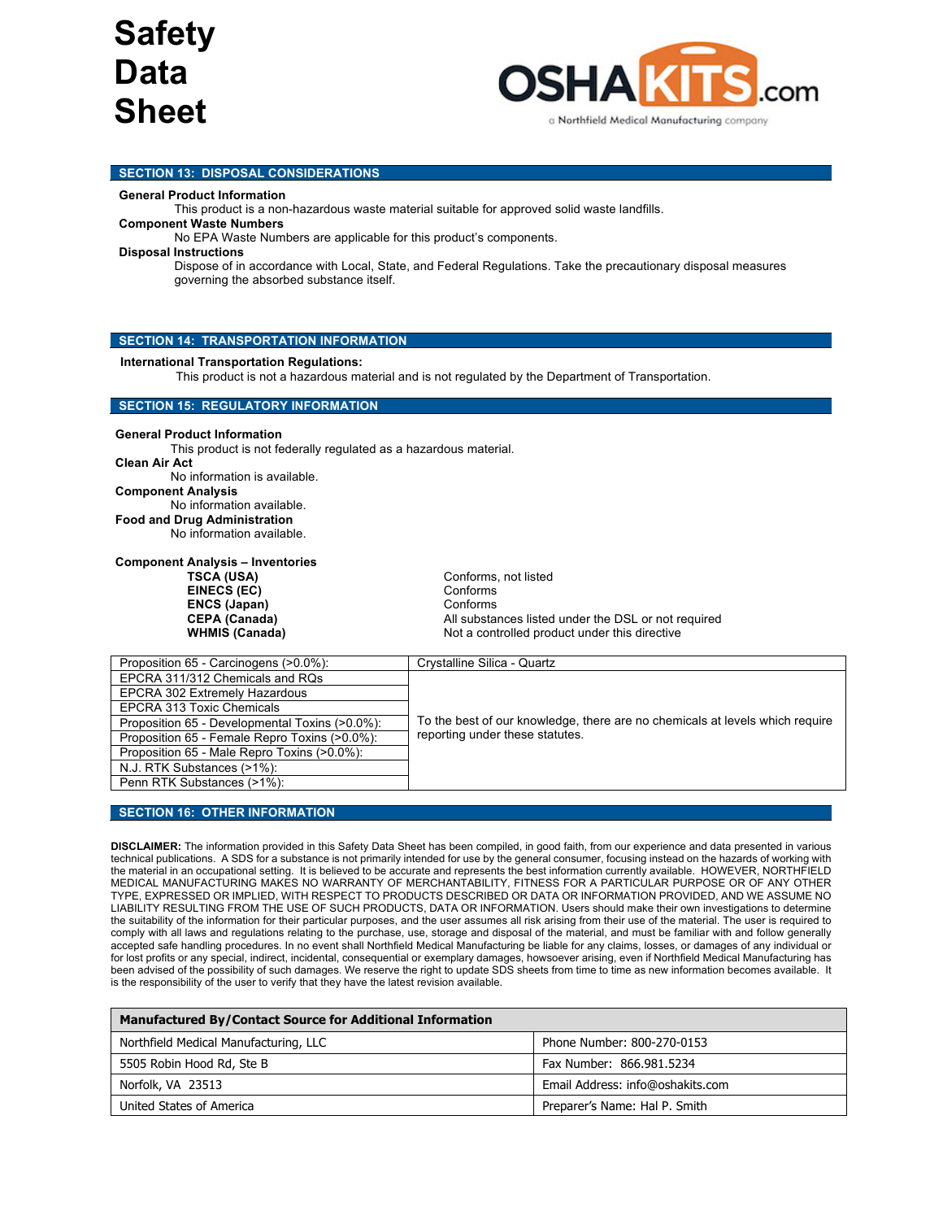# Safety Data Sheet

OSHAKITS.com
a Northfield Medical Manufacturing company

## SECTION 13: DISPOSAL CONSIDERATIONS

**General Product Information**

This product is a non-hazardous waste material suitable for approved solid waste landfills.

**Component Waste Numbers**

No EPA Waste Numbers are applicable for this product's components.

**Disposal Instructions**

Dispose of in accordance with Local, State, and Federal Regulations. Take the precautionary disposal measures governing the absorbed substance itself.

## SECTION 14: TRANSPORTATION INFORMATION

**International Transportation Regulations:**

This product is not a hazardous material and is not regulated by the Department of Transportation.

## SECTION 15: REGULATORY INFORMATION

**General Product Information**

This product is not federally regulated as a hazardous material.

**Clean Air Act**

No information is available.

**Component Analysis**

No information available.

**Food and Drug Administration**

No information available.

**Component Analysis – Inventories**

| | |
|---|---|
| **TSCA (USA)** | Conforms, not listed |
| **EINECS (EC)** | Conforms |
| **ENCS (Japan)** | Conforms |
| **CEPA (Canada)** | All substances listed under the DSL or not required |
| **WHMIS (Canada)** | Not a controlled product under this directive |

| | |
|---|---|
| Proposition 65 - Carcinogens (>0.0%): | Crystalline Silica - Quartz |
| EPCRA 311/312 Chemicals and RQs | To the best of our knowledge, there are no chemicals at levels which require reporting under these statutes. |
| EPCRA 302 Extremely Hazardous | |
| EPCRA 313 Toxic Chemicals | |
| Proposition 65 - Developmental Toxins (>0.0%): | |
| Proposition 65 - Female Repro Toxins (>0.0%): | |
| Proposition 65 - Male Repro Toxins (>0.0%): | |
| N.J. RTK Substances (>1%): | |
| Penn RTK Substances (>1%): | |

## SECTION 16: OTHER INFORMATION

**DISCLAIMER:** The information provided in this Safety Data Sheet has been compiled, in good faith, from our experience and data presented in various technical publications. A SDS for a substance is not primarily intended for use by the general consumer, focusing instead on the hazards of working with the material in an occupational setting. It is believed to be accurate and represents the best information currently available. HOWEVER, NORTHFIELD MEDICAL MANUFACTURING MAKES NO WARRANTY OF MERCHANTABILITY, FITNESS FOR A PARTICULAR PURPOSE OR OF ANY OTHER TYPE, EXPRESSED OR IMPLIED, WITH RESPECT TO PRODUCTS DESCRIBED OR DATA OR INFORMATION PROVIDED, AND WE ASSUME NO LIABILITY RESULTING FROM THE USE OF SUCH PRODUCTS, DATA OR INFORMATION. Users should make their own investigations to determine the suitability of the information for their particular purposes, and the user assumes all risk arising from their use of the material. The user is required to comply with all laws and regulations relating to the purchase, use, storage and disposal of the material, and must be familiar with and follow generally accepted safe handling procedures. In no event shall Northfield Medical Manufacturing be liable for any claims, losses, or damages of any individual or for lost profits or any special, indirect, incidental, consequential or exemplary damages, howsoever arising, even if Northfield Medical Manufacturing has been advised of the possibility of such damages. We reserve the right to update SDS sheets from time to time as new information becomes available. It is the responsibility of the user to verify that they have the latest revision available.

| **Manufactured By/Contact Source for Additional Information** | |
|---|---|
| Northfield Medical Manufacturing, LLC | Phone Number: 800-270-0153 |
| 5505 Robin Hood Rd, Ste B | Fax Number: 866.981.5234 |
| Norfolk, VA 23513 | Email Address: info@oshakits.com |
| United States of America | Preparer's Name: Hal P. Smith |